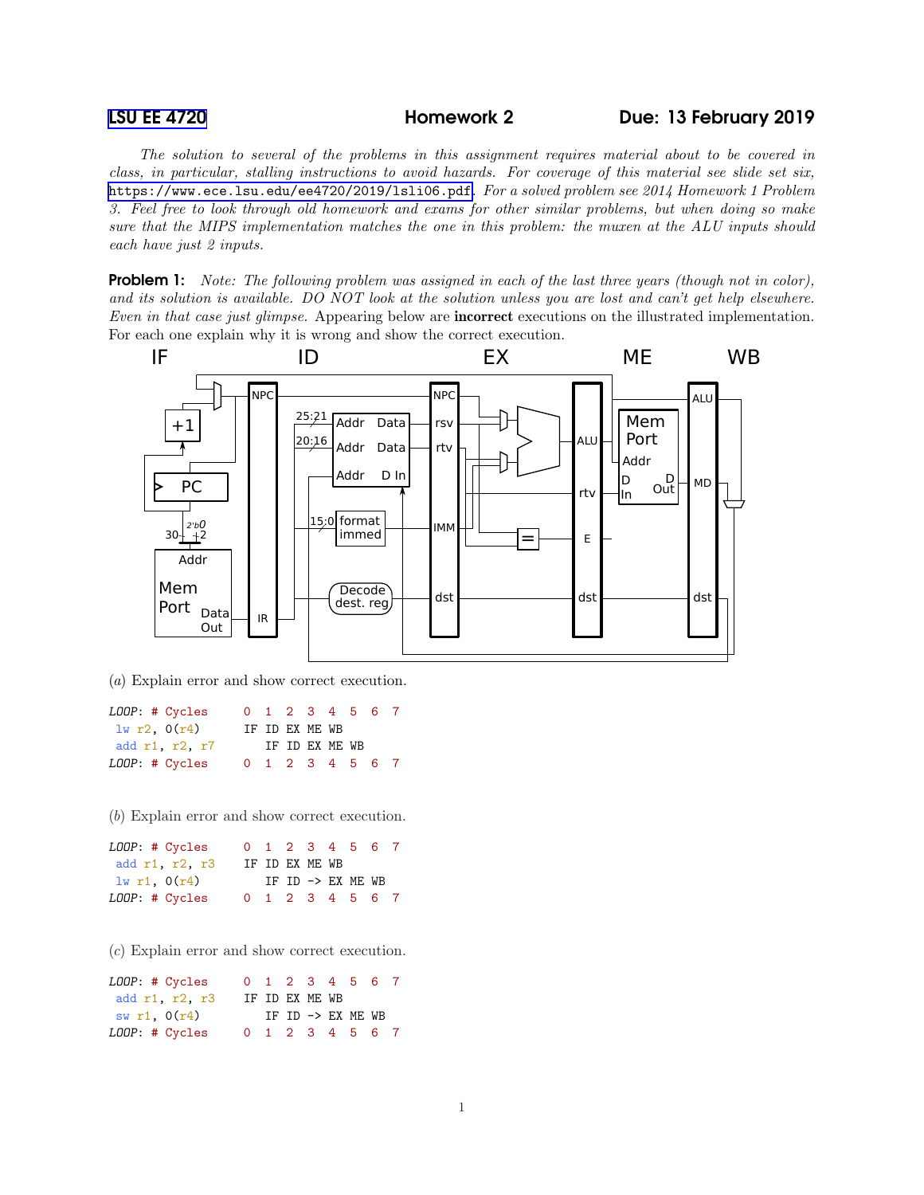LSU EE 4720 Homework 2 Due: 13 February 2019

*The solution to several of the problems in this assignment requires material about to be covered in class, in particular, stalling instructions to avoid hazards. For coverage of this material see slide set six,* https://www.ece.lsu.edu/ee4720/2019/lsli06.pdf. *For a solved problem see 2014 Homework 1 Problem 3. Feel free to look through old homework and exams for other similar problems, but when doing so make sure that the MIPS implementation matches the one in this problem: the muxen at the ALU inputs should each have just 2 inputs.*

**Problem 1:** *Note: The following problem was assigned in each of the last three years (though not in color), and its solution is available. DO NOT look at the solution unless you are lost and can't get help elsewhere. Even in that case just glimpse.* Appearing below are **incorrect** executions on the illustrated implementation. For each one explain why it is wrong and show the correct execution.

(*a*) Explain error and show correct execution.

```
LOOP: # Cycles     0  1  2  3  4  5  6  7
 lw r2, 0(r4)      IF ID EX ME WB
 add r1, r2, r7       IF ID EX ME WB
LOOP: # Cycles     0  1  2  3  4  5  6  7
```

(*b*) Explain error and show correct execution.

```
LOOP: # Cycles     0  1  2  3  4  5  6  7
 add r1, r2, r3    IF ID EX ME WB
 lw r1, 0(r4)         IF ID -> EX ME WB
LOOP: # Cycles     0  1  2  3  4  5  6  7
```

(*c*) Explain error and show correct execution.

```
LOOP: # Cycles     0  1  2  3  4  5  6  7
 add r1, r2, r3    IF ID EX ME WB
 sw r1, 0(r4)         IF ID -> EX ME WB
LOOP: # Cycles     0  1  2  3  4  5  6  7
```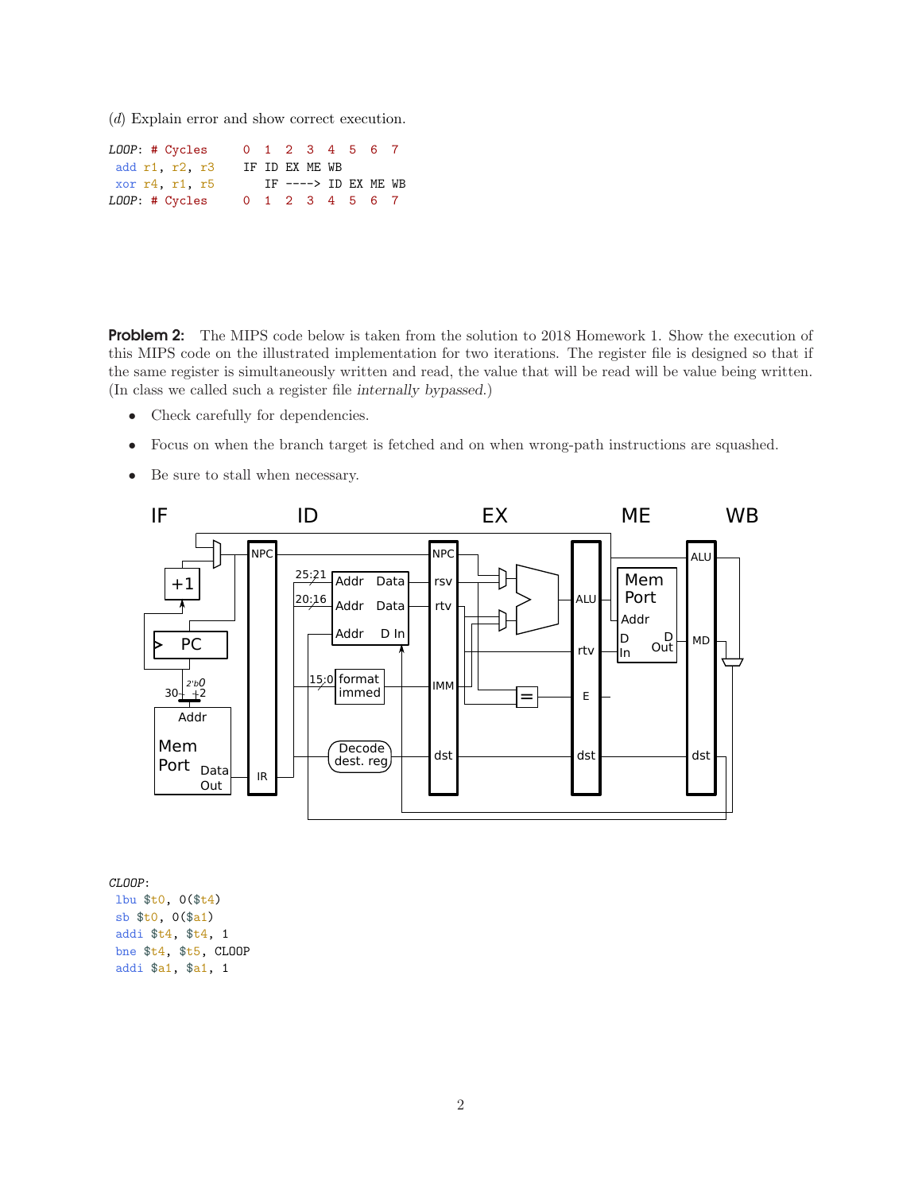(*d*) Explain error and show correct execution.

```
LOOP: # Cycles     0  1  2  3  4  5  6  7
 add r1, r2, r3    IF ID EX ME WB
 xor r4, r1, r5       IF ----> ID EX ME WB
LOOP: # Cycles     0  1  2  3  4  5  6  7
```

**Problem 2:** The MIPS code below is taken from the solution to 2018 Homework 1. Show the execution of this MIPS code on the illustrated implementation for two iterations. The register file is designed so that if the same register is simultaneously written and read, the value that will be read will be value being written. (In class we called such a register file *internally bypassed*.)

- Check carefully for dependencies.
- Focus on when the branch target is fetched and on when wrong-path instructions are squashed.
- Be sure to stall when necessary.

IF ID EX ME WB

NPC, +1, PC, 30, 2'b0, +2, Addr, Mem Port, Data Out, IR, 25:21, 20:16, Addr, Data, Addr, Data, Addr, D In, 15:0, format immed, Decode dest. reg, NPC, rsv, rtv, IMM, dst, =, ALU, rtv, E, dst, Mem Port, Addr, D In, D Out, ALU, MD, dst

```
CLOOP:
 lbu $t0, 0($t4)
 sb $t0, 0($a1)
 addi $t4, $t4, 1
 bne $t4, $t5, CLOOP
 addi $a1, $a1, 1
```